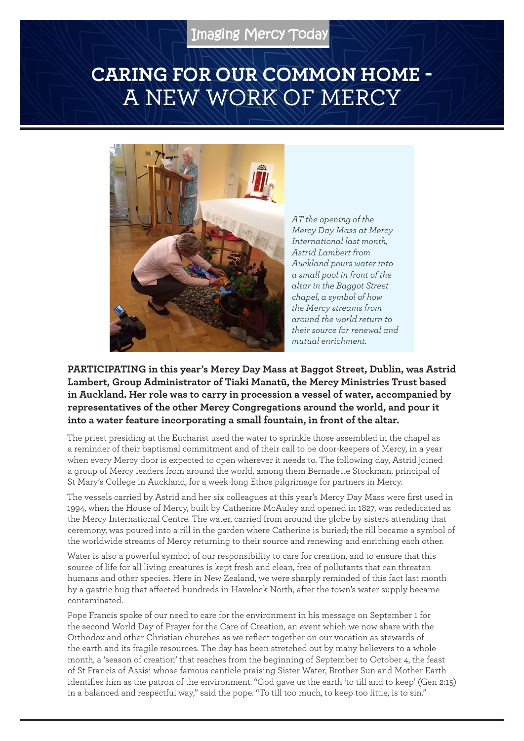Imaging Mercy Today

# CARING FOR OUR COMMON HOME - A NEW WORK OF MERCY

*AT the opening of the Mercy Day Mass at Mercy International last month, Astrid Lambert from Auckland pours water into a small pool in front of the altar in the Baggot Street chapel, a symbol of how the Mercy streams from around the world return to their source for renewal and mutual enrichment.*

**PARTICIPATING in this year's Mercy Day Mass at Baggot Street, Dublin, was Astrid Lambert, Group Administrator of Tiaki Manatū, the Mercy Ministries Trust based in Auckland. Her role was to carry in procession a vessel of water, accompanied by representatives of the other Mercy Congregations around the world, and pour it into a water feature incorporating a small fountain, in front of the altar.**

The priest presiding at the Eucharist used the water to sprinkle those assembled in the chapel as a reminder of their baptismal commitment and of their call to be door-keepers of Mercy, in a year when every Mercy door is expected to open wherever it needs to. The following day, Astrid joined a group of Mercy leaders from around the world, among them Bernadette Stockman, principal of St Mary's College in Auckland, for a week-long Ethos pilgrimage for partners in Mercy.

The vessels carried by Astrid and her six colleagues at this year's Mercy Day Mass were first used in 1994, when the House of Mercy, built by Catherine McAuley and opened in 1827, was rededicated as the Mercy International Centre. The water, carried from around the globe by sisters attending that ceremony, was poured into a rill in the garden where Catherine is buried; the rill became a symbol of the worldwide streams of Mercy returning to their source and renewing and enriching each other.

Water is also a powerful symbol of our responsibility to care for creation, and to ensure that this source of life for all living creatures is kept fresh and clean, free of pollutants that can threaten humans and other species. Here in New Zealand, we were sharply reminded of this fact last month by a gastric bug that affected hundreds in Havelock North, after the town's water supply became contaminated.

Pope Francis spoke of our need to care for the environment in his message on September 1 for the second World Day of Prayer for the Care of Creation, an event which we now share with the Orthodox and other Christian churches as we reflect together on our vocation as stewards of the earth and its fragile resources. The day has been stretched out by many believers to a whole month, a 'season of creation' that reaches from the beginning of September to October 4, the feast of St Francis of Assisi whose famous canticle praising Sister Water, Brother Sun and Mother Earth identifies him as the patron of the environment. "God gave us the earth 'to till and to keep' (Gen 2:15) in a balanced and respectful way," said the pope. "To till too much, to keep too little, is to sin."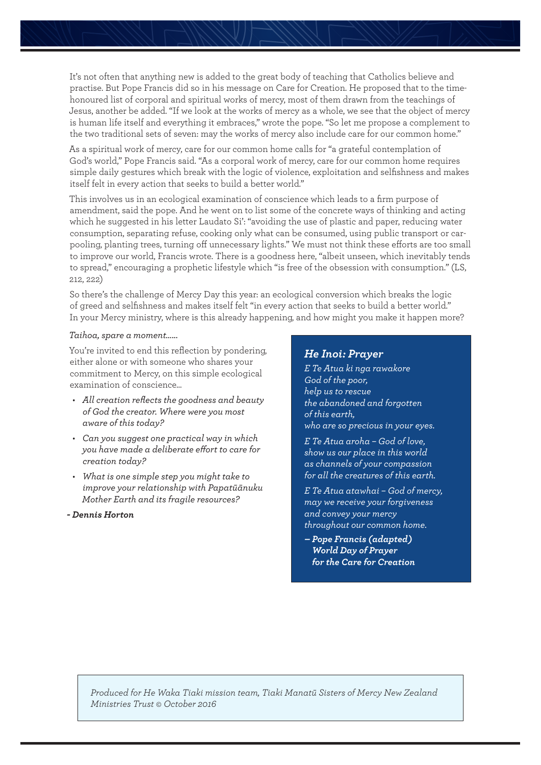It's not often that anything new is added to the great body of teaching that Catholics believe and practise. But Pope Francis did so in his message on Care for Creation. He proposed that to the time-honoured list of corporal and spiritual works of mercy, most of them drawn from the teachings of Jesus, another be added. "If we look at the works of mercy as a whole, we see that the object of mercy is human life itself and everything it embraces," wrote the pope. "So let me propose a complement to the two traditional sets of seven: may the works of mercy also include care for our common home."

As a spiritual work of mercy, care for our common home calls for "a grateful contemplation of God's world," Pope Francis said. "As a corporal work of mercy, care for our common home requires simple daily gestures which break with the logic of violence, exploitation and selfishness and makes itself felt in every action that seeks to build a better world."

This involves us in an ecological examination of conscience which leads to a firm purpose of amendment, said the pope. And he went on to list some of the concrete ways of thinking and acting which he suggested in his letter Laudato Si': "avoiding the use of plastic and paper, reducing water consumption, separating refuse, cooking only what can be consumed, using public transport or car-pooling, planting trees, turning off unnecessary lights." We must not think these efforts are too small to improve our world, Francis wrote. There is a goodness here, "albeit unseen, which inevitably tends to spread," encouraging a prophetic lifestyle which "is free of the obsession with consumption." (LS, 212, 222)

So there's the challenge of Mercy Day this year: an ecological conversion which breaks the logic of greed and selfishness and makes itself felt "in every action that seeks to build a better world." In your Mercy ministry, where is this already happening, and how might you make it happen more?

*Taihoa, spare a moment……*

You're invited to end this reflection by pondering, either alone or with someone who shares your commitment to Mercy, on this simple ecological examination of conscience…

- *All creation reflects the goodness and beauty of God the creator. Where were you most aware of this today?*
- *Can you suggest one practical way in which you have made a deliberate effort to care for creation today?*
- *What is one simple step you might take to improve your relationship with Papatūānuku Mother Earth and its fragile resources?*

***- Dennis Horton***

## *He Inoi: Prayer*

*E Te Atua ki nga rawakore*
*God of the poor,*
*help us to rescue*
*the abandoned and forgotten*
*of this earth,*
*who are so precious in your eyes.*

*E Te Atua aroha – God of love,*
*show us our place in this world*
*as channels of your compassion*
*for all the creatures of this earth.*

*E Te Atua atawhai – God of mercy,*
*may we receive your forgiveness*
*and convey your mercy*
*throughout our common home.*

***– Pope Francis (adapted)***
***World Day of Prayer***
***for the Care for Creation***

*Produced for He Waka Tiaki mission team, Tiaki Manatū Sisters of Mercy New Zealand Ministries Trust © October 2016*